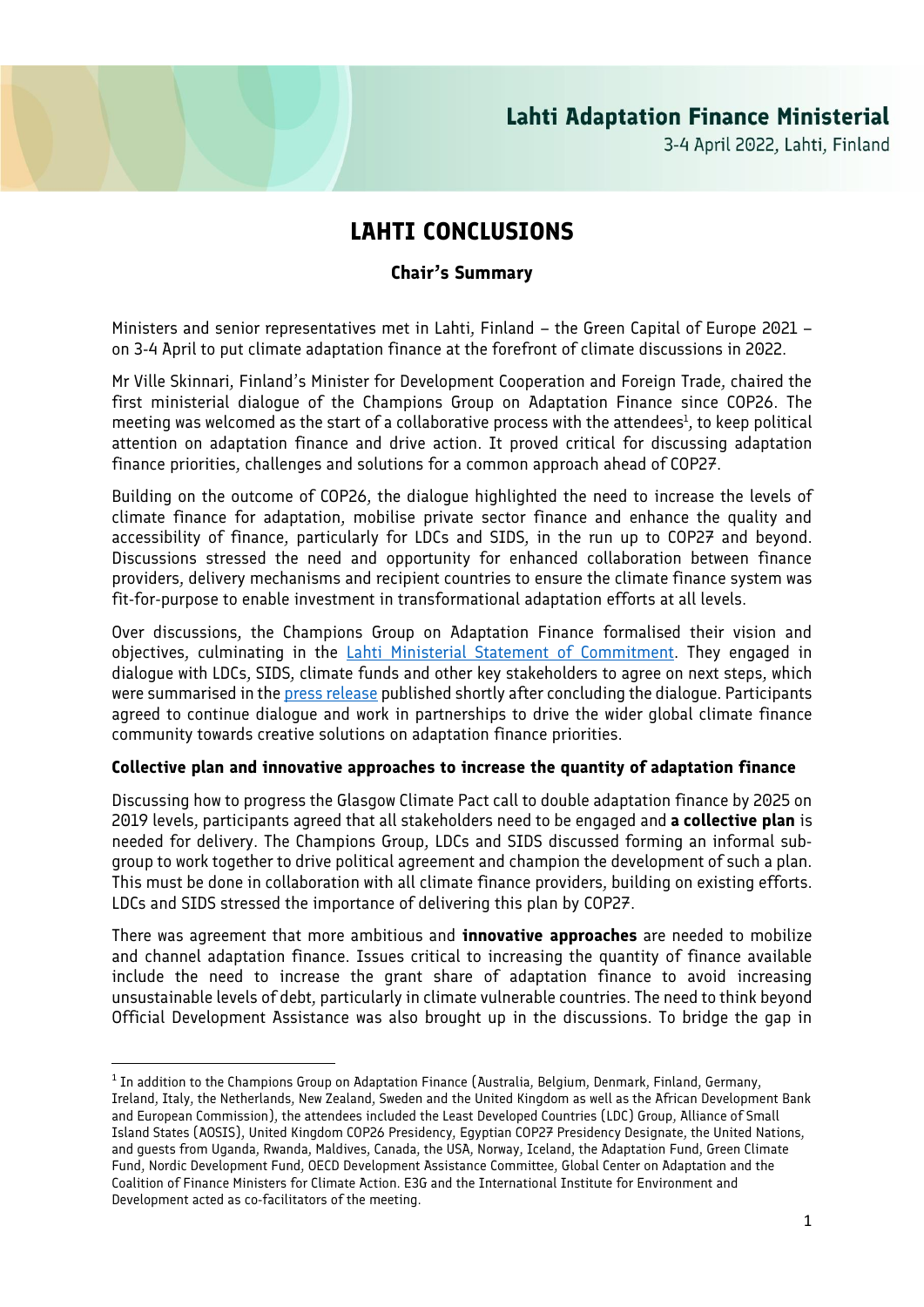Lahti Adaptation Finance Ministerial

3-4 April 2022, Lahti, Finland

# LAHTI CONCLUSIONS

### Chair's Summary

Ministers and senior representatives met in Lahti, Finland – the Green Capital of Europe 2021 – on 3-4 April to put climate adaptation finance at the forefront of climate discussions in 2022.

Mr Ville Skinnari, Finland's Minister for Development Cooperation and Foreign Trade, chaired the first ministerial dialogue of the Champions Group on Adaptation Finance since COP26. The meeting was welcomed as the start of a collaborative process with the attendees[1], to keep political attention on adaptation finance and drive action. It proved critical for discussing adaptation finance priorities, challenges and solutions for a common approach ahead of COP27.

Building on the outcome of COP26, the dialogue highlighted the need to increase the levels of climate finance for adaptation, mobilise private sector finance and enhance the quality and accessibility of finance, particularly for LDCs and SIDS, in the run up to COP27 and beyond. Discussions stressed the need and opportunity for enhanced collaboration between finance providers, delivery mechanisms and recipient countries to ensure the climate finance system was fit-for-purpose to enable investment in transformational adaptation efforts at all levels.

Over discussions, the Champions Group on Adaptation Finance formalised their vision and objectives, culminating in the Lahti Ministerial Statement of Commitment. They engaged in dialogue with LDCs, SIDS, climate funds and other key stakeholders to agree on next steps, which were summarised in the press release published shortly after concluding the dialogue. Participants agreed to continue dialogue and work in partnerships to drive the wider global climate finance community towards creative solutions on adaptation finance priorities.

### Collective plan and innovative approaches to increase the quantity of adaptation finance

Discussing how to progress the Glasgow Climate Pact call to double adaptation finance by 2025 on 2019 levels, participants agreed that all stakeholders need to be engaged and **a collective plan** is needed for delivery. The Champions Group, LDCs and SIDS discussed forming an informal sub-group to work together to drive political agreement and champion the development of such a plan. This must be done in collaboration with all climate finance providers, building on existing efforts. LDCs and SIDS stressed the importance of delivering this plan by COP27.

There was agreement that more ambitious and **innovative approaches** are needed to mobilize and channel adaptation finance. Issues critical to increasing the quantity of finance available include the need to increase the grant share of adaptation finance to avoid increasing unsustainable levels of debt, particularly in climate vulnerable countries. The need to think beyond Official Development Assistance was also brought up in the discussions. To bridge the gap in

[1] In addition to the Champions Group on Adaptation Finance (Australia, Belgium, Denmark, Finland, Germany, Ireland, Italy, the Netherlands, New Zealand, Sweden and the United Kingdom as well as the African Development Bank and European Commission), the attendees included the Least Developed Countries (LDC) Group, Alliance of Small Island States (AOSIS), United Kingdom COP26 Presidency, Egyptian COP27 Presidency Designate, the United Nations, and guests from Uganda, Rwanda, Maldives, Canada, the USA, Norway, Iceland, the Adaptation Fund, Green Climate Fund, Nordic Development Fund, OECD Development Assistance Committee, Global Center on Adaptation and the Coalition of Finance Ministers for Climate Action. E3G and the International Institute for Environment and Development acted as co-facilitators of the meeting.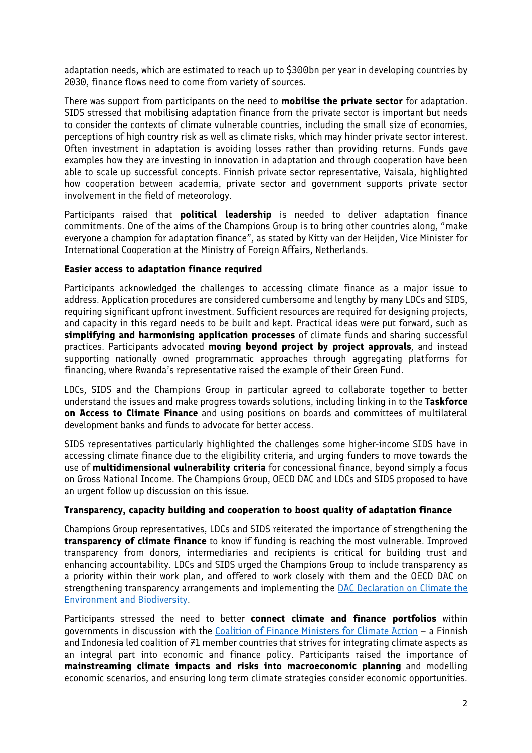adaptation needs, which are estimated to reach up to $300bn per year in developing countries by 2030, finance flows need to come from variety of sources.

There was support from participants on the need to **mobilise the private sector** for adaptation. SIDS stressed that mobilising adaptation finance from the private sector is important but needs to consider the contexts of climate vulnerable countries, including the small size of economies, perceptions of high country risk as well as climate risks, which may hinder private sector interest. Often investment in adaptation is avoiding losses rather than providing returns. Funds gave examples how they are investing in innovation in adaptation and through cooperation have been able to scale up successful concepts. Finnish private sector representative, Vaisala, highlighted how cooperation between academia, private sector and government supports private sector involvement in the field of meteorology.

Participants raised that **political leadership** is needed to deliver adaptation finance commitments. One of the aims of the Champions Group is to bring other countries along, "make everyone a champion for adaptation finance", as stated by Kitty van der Heijden, Vice Minister for International Cooperation at the Ministry of Foreign Affairs, Netherlands.

**Easier access to adaptation finance required**

Participants acknowledged the challenges to accessing climate finance as a major issue to address. Application procedures are considered cumbersome and lengthy by many LDCs and SIDS, requiring significant upfront investment. Sufficient resources are required for designing projects, and capacity in this regard needs to be built and kept. Practical ideas were put forward, such as **simplifying and harmonising application processes** of climate funds and sharing successful practices. Participants advocated **moving beyond project by project approvals**, and instead supporting nationally owned programmatic approaches through aggregating platforms for financing, where Rwanda's representative raised the example of their Green Fund.

LDCs, SIDS and the Champions Group in particular agreed to collaborate together to better understand the issues and make progress towards solutions, including linking in to the **Taskforce on Access to Climate Finance** and using positions on boards and committees of multilateral development banks and funds to advocate for better access.

SIDS representatives particularly highlighted the challenges some higher-income SIDS have in accessing climate finance due to the eligibility criteria, and urging funders to move towards the use of **multidimensional vulnerability criteria** for concessional finance, beyond simply a focus on Gross National Income. The Champions Group, OECD DAC and LDCs and SIDS proposed to have an urgent follow up discussion on this issue.

**Transparency, capacity building and cooperation to boost quality of adaptation finance**

Champions Group representatives, LDCs and SIDS reiterated the importance of strengthening the **transparency of climate finance** to know if funding is reaching the most vulnerable. Improved transparency from donors, intermediaries and recipients is critical for building trust and enhancing accountability. LDCs and SIDS urged the Champions Group to include transparency as a priority within their work plan, and offered to work closely with them and the OECD DAC on strengthening transparency arrangements and implementing the DAC Declaration on Climate the Environment and Biodiversity.

Participants stressed the need to better **connect climate and finance portfolios** within governments in discussion with the Coalition of Finance Ministers for Climate Action – a Finnish and Indonesia led coalition of 71 member countries that strives for integrating climate aspects as an integral part into economic and finance policy. Participants raised the importance of **mainstreaming climate impacts and risks into macroeconomic planning** and modelling economic scenarios, and ensuring long term climate strategies consider economic opportunities.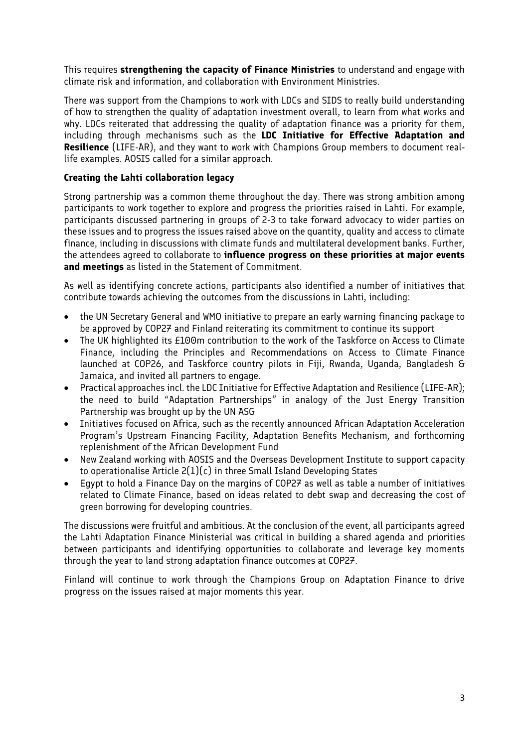This requires **strengthening the capacity of Finance Ministries** to understand and engage with climate risk and information, and collaboration with Environment Ministries.

There was support from the Champions to work with LDCs and SIDS to really build understanding of how to strengthen the quality of adaptation investment overall, to learn from what works and why. LDCs reiterated that addressing the quality of adaptation finance was a priority for them, including through mechanisms such as the **LDC Initiative for Effective Adaptation and Resilience** (LIFE-AR), and they want to work with Champions Group members to document real-life examples. AOSIS called for a similar approach.

**Creating the Lahti collaboration legacy**

Strong partnership was a common theme throughout the day. There was strong ambition among participants to work together to explore and progress the priorities raised in Lahti. For example, participants discussed partnering in groups of 2-3 to take forward advocacy to wider parties on these issues and to progress the issues raised above on the quantity, quality and access to climate finance, including in discussions with climate funds and multilateral development banks. Further, the attendees agreed to collaborate to **influence progress on these priorities at major events and meetings** as listed in the Statement of Commitment.

As well as identifying concrete actions, participants also identified a number of initiatives that contribute towards achieving the outcomes from the discussions in Lahti, including:

- the UN Secretary General and WMO initiative to prepare an early warning financing package to be approved by COP27 and Finland reiterating its commitment to continue its support
- The UK highlighted its £100m contribution to the work of the Taskforce on Access to Climate Finance, including the Principles and Recommendations on Access to Climate Finance launched at COP26, and Taskforce country pilots in Fiji, Rwanda, Uganda, Bangladesh & Jamaica, and invited all partners to engage.
- Practical approaches incl. the LDC Initiative for Effective Adaptation and Resilience (LIFE-AR); the need to build "Adaptation Partnerships" in analogy of the Just Energy Transition Partnership was brought up by the UN ASG
- Initiatives focused on Africa, such as the recently announced African Adaptation Acceleration Program's Upstream Financing Facility, Adaptation Benefits Mechanism, and forthcoming replenishment of the African Development Fund
- New Zealand working with AOSIS and the Overseas Development Institute to support capacity to operationalise Article 2(1)(c) in three Small Island Developing States
- Egypt to hold a Finance Day on the margins of COP27 as well as table a number of initiatives related to Climate Finance, based on ideas related to debt swap and decreasing the cost of green borrowing for developing countries.

The discussions were fruitful and ambitious. At the conclusion of the event, all participants agreed the Lahti Adaptation Finance Ministerial was critical in building a shared agenda and priorities between participants and identifying opportunities to collaborate and leverage key moments through the year to land strong adaptation finance outcomes at COP27.

Finland will continue to work through the Champions Group on Adaptation Finance to drive progress on the issues raised at major moments this year.